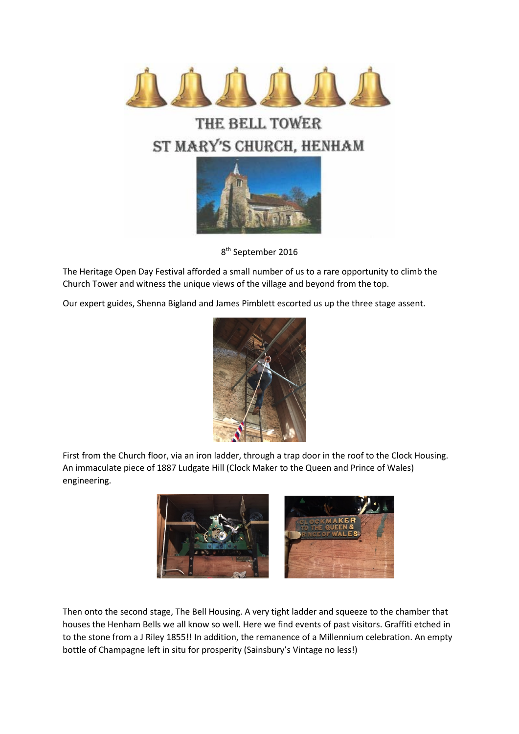# THE BELL TOWER

## ST MARY'S CHURCH, HENHAM

8th September 2016

The Heritage Open Day Festival afforded a small number of us to a rare opportunity to climb the Church Tower and witness the unique views of the village and beyond from the top.

Our expert guides, Shenna Bigland and James Pimblett escorted us up the three stage assent.

First from the Church floor, via an iron ladder, through a trap door in the roof to the Clock Housing. An immaculate piece of 1887 Ludgate Hill (Clock Maker to the Queen and Prince of Wales) engineering.

Then onto the second stage, The Bell Housing. A very tight ladder and squeeze to the chamber that houses the Henham Bells we all know so well. Here we find events of past visitors. Graffiti etched in to the stone from a J Riley 1855!! In addition, the remanence of a Millennium celebration. An empty bottle of Champagne left in situ for prosperity (Sainsbury's Vintage no less!)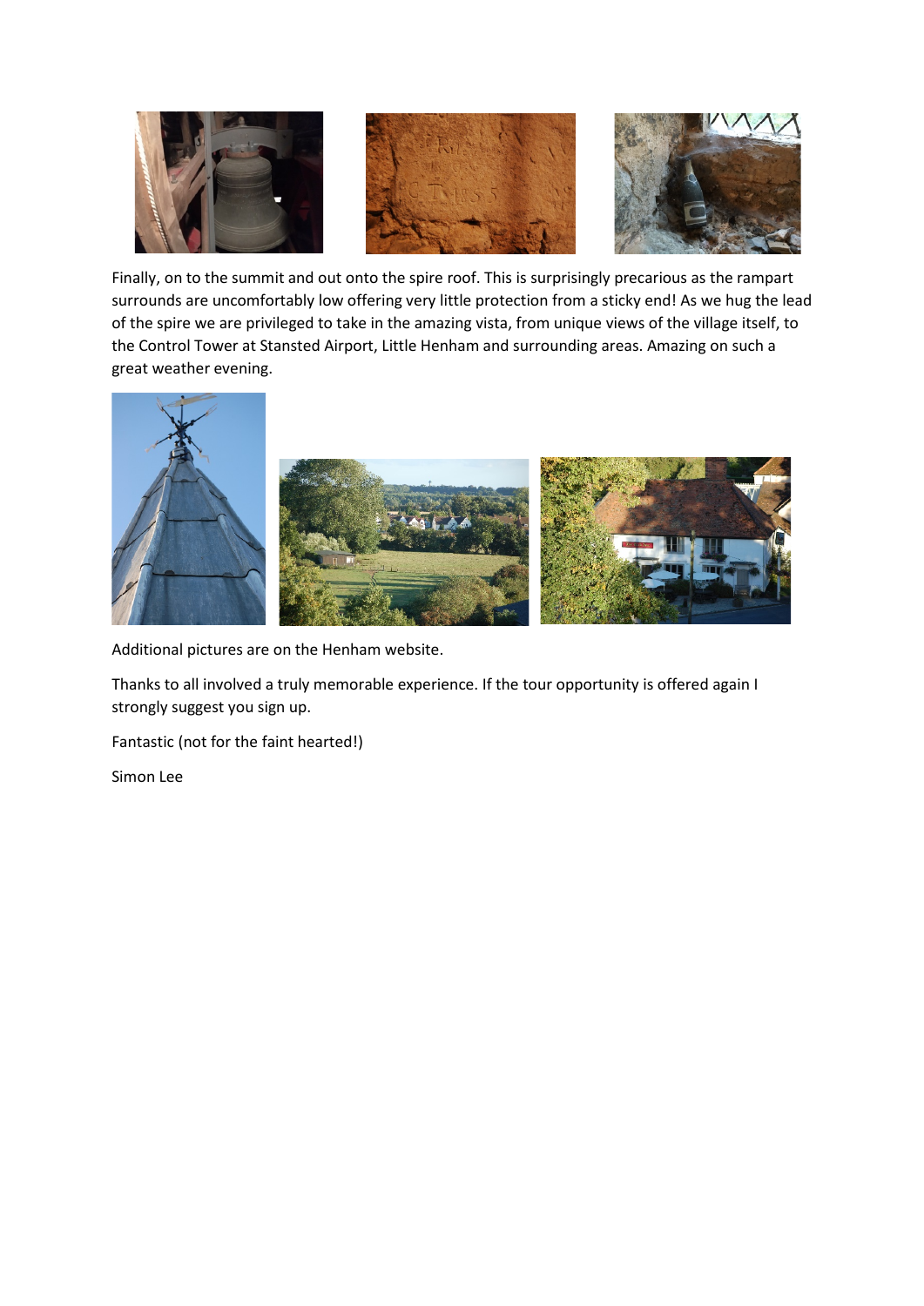Finally, on to the summit and out onto the spire roof. This is surprisingly precarious as the rampart surrounds are uncomfortably low offering very little protection from a sticky end! As we hug the lead of the spire we are privileged to take in the amazing vista, from unique views of the village itself, to the Control Tower at Stansted Airport, Little Henham and surrounding areas. Amazing on such a great weather evening.

Additional pictures are on the Henham website.

Thanks to all involved a truly memorable experience. If the tour opportunity is offered again I strongly suggest you sign up.

Fantastic (not for the faint hearted!)

Simon Lee